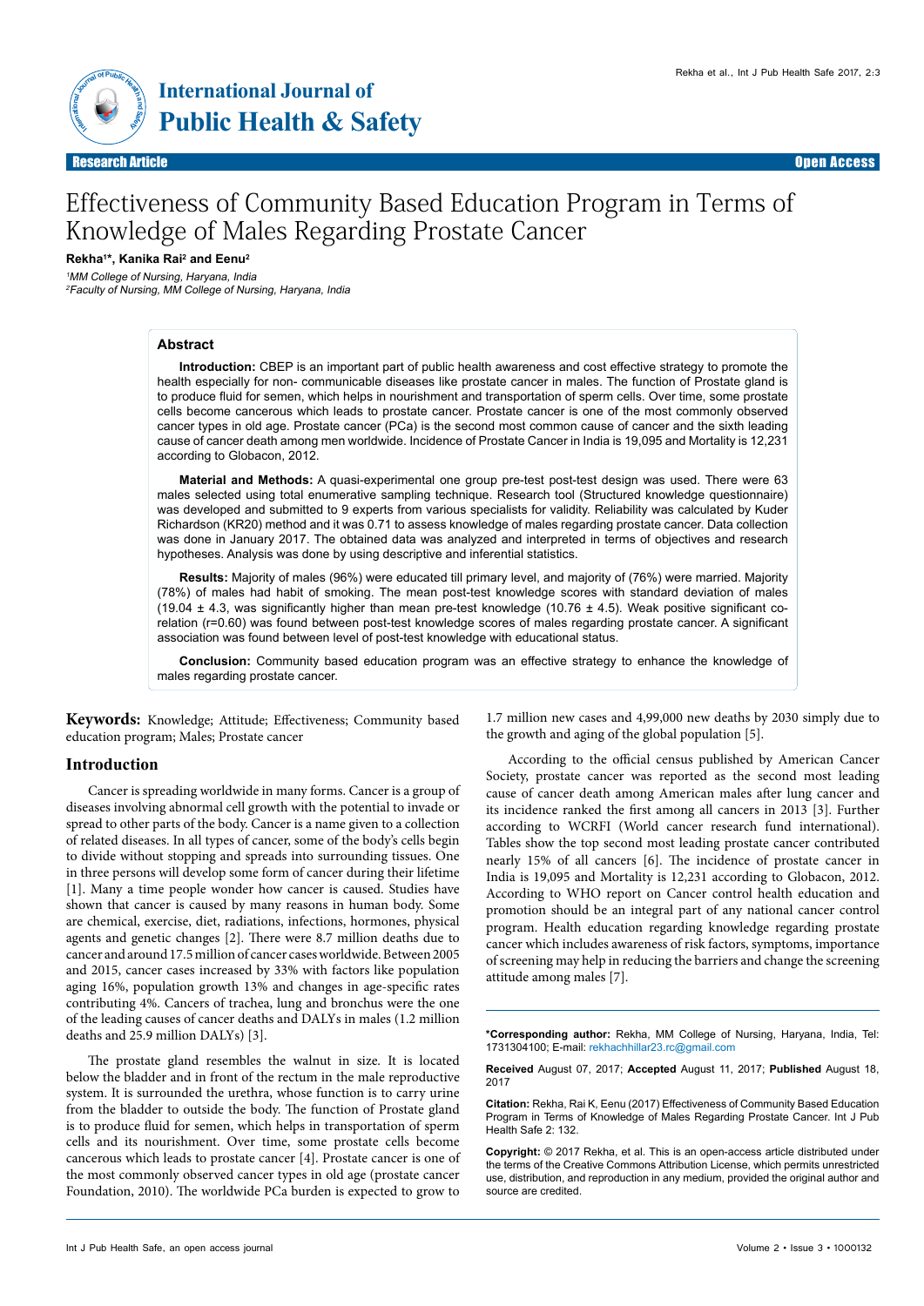Research Article

Open Access

# Effectiveness of Community Based Education Program in Terms of Knowledge of Males Regarding Prostate Cancer

**Rekha[1]*, Kanika Rai[2] and Eenu[2]**

[1]*MM College of Nursing, Haryana, India*
[2]*Faculty of Nursing, MM College of Nursing, Haryana, India*

## Abstract

**Introduction:** CBEP is an important part of public health awareness and cost effective strategy to promote the health especially for non- communicable diseases like prostate cancer in males. The function of Prostate gland is to produce fluid for semen, which helps in nourishment and transportation of sperm cells. Over time, some prostate cells become cancerous which leads to prostate cancer. Prostate cancer is one of the most commonly observed cancer types in old age. Prostate cancer (PCa) is the second most common cause of cancer and the sixth leading cause of cancer death among men worldwide. Incidence of Prostate Cancer in India is 19,095 and Mortality is 12,231 according to Globacon, 2012.

**Material and Methods:** A quasi-experimental one group pre-test post-test design was used. There were 63 males selected using total enumerative sampling technique. Research tool (Structured knowledge questionnaire) was developed and submitted to 9 experts from various specialists for validity. Reliability was calculated by Kuder Richardson (KR20) method and it was 0.71 to assess knowledge of males regarding prostate cancer. Data collection was done in January 2017. The obtained data was analyzed and interpreted in terms of objectives and research hypotheses. Analysis was done by using descriptive and inferential statistics.

**Results:** Majority of males (96%) were educated till primary level, and majority of (76%) were married. Majority (78%) of males had habit of smoking. The mean post-test knowledge scores with standard deviation of males (19.04 ± 4.3, was significantly higher than mean pre-test knowledge (10.76 ± 4.5). Weak positive significant co-relation (r=0.60) was found between post-test knowledge scores of males regarding prostate cancer. A significant association was found between level of post-test knowledge with educational status.

**Conclusion:** Community based education program was an effective strategy to enhance the knowledge of males regarding prostate cancer.

**Keywords:** Knowledge; Attitude; Effectiveness; Community based education program; Males; Prostate cancer

## Introduction

Cancer is spreading worldwide in many forms. Cancer is a group of diseases involving abnormal cell growth with the potential to invade or spread to other parts of the body. Cancer is a name given to a collection of related diseases. In all types of cancer, some of the body's cells begin to divide without stopping and spreads into surrounding tissues. One in three persons will develop some form of cancer during their lifetime [1]. Many a time people wonder how cancer is caused. Studies have shown that cancer is caused by many reasons in human body. Some are chemical, exercise, diet, radiations, infections, hormones, physical agents and genetic changes [2]. There were 8.7 million deaths due to cancer and around 17.5 million of cancer cases worldwide. Between 2005 and 2015, cancer cases increased by 33% with factors like population aging 16%, population growth 13% and changes in age-specific rates contributing 4%. Cancers of trachea, lung and bronchus were the one of the leading causes of cancer deaths and DALYs in males (1.2 million deaths and 25.9 million DALYs) [3].

The prostate gland resembles the walnut in size. It is located below the bladder and in front of the rectum in the male reproductive system. It is surrounded the urethra, whose function is to carry urine from the bladder to outside the body. The function of Prostate gland is to produce fluid for semen, which helps in transportation of sperm cells and its nourishment. Over time, some prostate cells become cancerous which leads to prostate cancer [4]. Prostate cancer is one of the most commonly observed cancer types in old age (prostate cancer Foundation, 2010). The worldwide PCa burden is expected to grow to 1.7 million new cases and 4,99,000 new deaths by 2030 simply due to the growth and aging of the global population [5].

According to the official census published by American Cancer Society, prostate cancer was reported as the second most leading cause of cancer death among American males after lung cancer and its incidence ranked the first among all cancers in 2013 [3]. Further according to WCRFI (World cancer research fund international). Tables show the top second most leading prostate cancer contributed nearly 15% of all cancers [6]. The incidence of prostate cancer in India is 19,095 and Mortality is 12,231 according to Globacon, 2012. According to WHO report on Cancer control health education and promotion should be an integral part of any national cancer control program. Health education regarding knowledge regarding prostate cancer which includes awareness of risk factors, symptoms, importance of screening may help in reducing the barriers and change the screening attitude among males [7].

***Corresponding author:** Rekha, MM College of Nursing, Haryana, India, Tel: 1731304100; E-mail: rekhachhillar23.rc@gmail.com

**Received** August 07, 2017; **Accepted** August 11, 2017; **Published** August 18, 2017

**Citation:** Rekha, Rai K, Eenu (2017) Effectiveness of Community Based Education Program in Terms of Knowledge of Males Regarding Prostate Cancer. Int J Pub Health Safe 2: 132.

**Copyright:** © 2017 Rekha, et al. This is an open-access article distributed under the terms of the Creative Commons Attribution License, which permits unrestricted use, distribution, and reproduction in any medium, provided the original author and source are credited.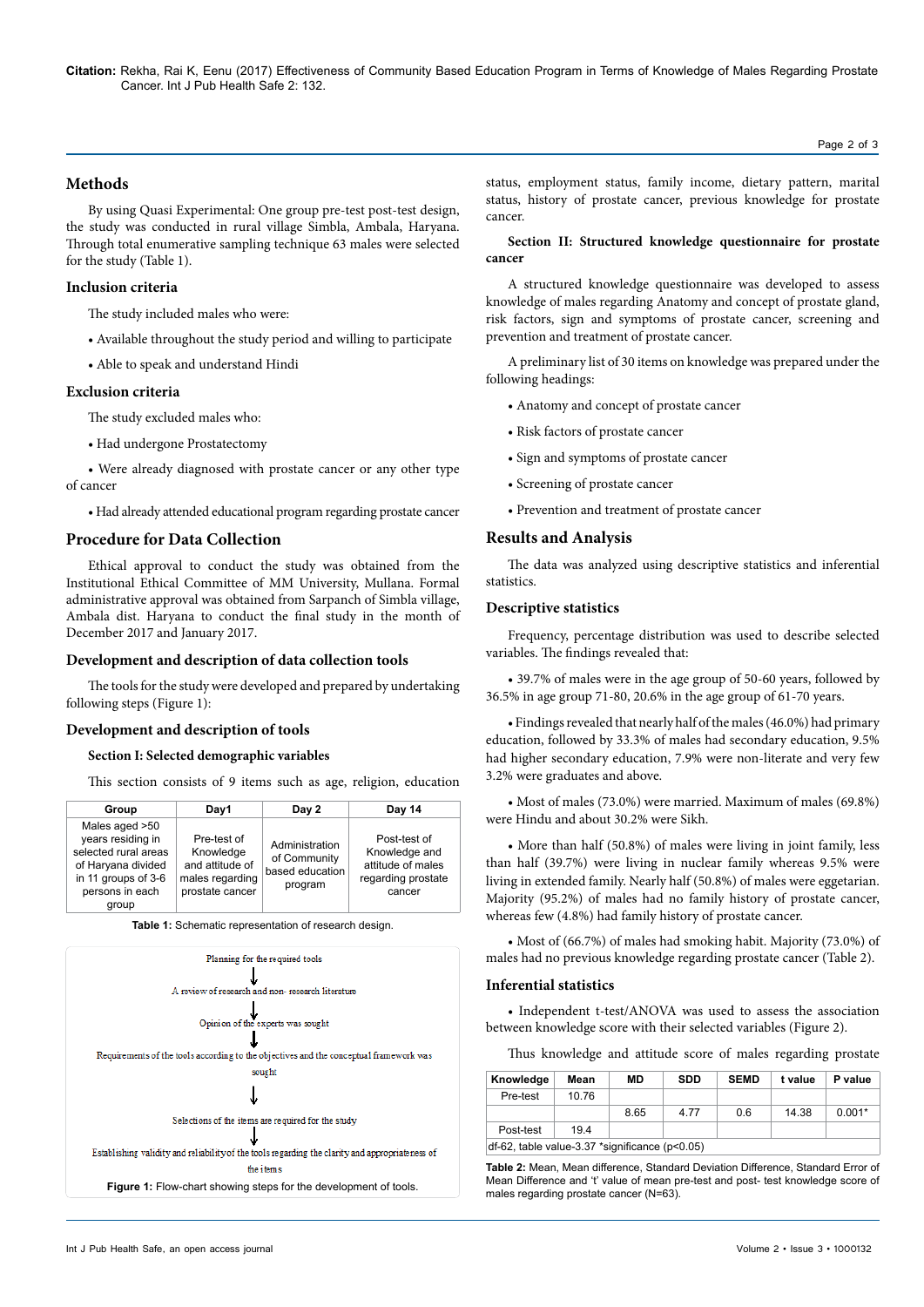## Methods

By using Quasi Experimental: One group pre-test post-test design, the study was conducted in rural village Simbla, Ambala, Haryana. Through total enumerative sampling technique 63 males were selected for the study (Table 1).

### Inclusion criteria

The study included males who were:

- Available throughout the study period and willing to participate
- Able to speak and understand Hindi

### Exclusion criteria

The study excluded males who:

- Had undergone Prostatectomy
- Were already diagnosed with prostate cancer or any other type of cancer
- Had already attended educational program regarding prostate cancer

## Procedure for Data Collection

Ethical approval to conduct the study was obtained from the Institutional Ethical Committee of MM University, Mullana. Formal administrative approval was obtained from Sarpanch of Simbla village, Ambala dist. Haryana to conduct the final study in the month of December 2017 and January 2017.

### Development and description of data collection tools

The tools for the study were developed and prepared by undertaking following steps (Figure 1):

### Development and description of tools

**Section I: Selected demographic variables**

This section consists of 9 items such as age, religion, education status, employment status, family income, dietary pattern, marital status, history of prostate cancer, previous knowledge for prostate cancer.

| Group | Day1 | Day 2 | Day 14 |
|---|---|---|---|
| Males aged >50 years residing in selected rural areas of Haryana divided in 11 groups of 3-6 persons in each group | Pre-test of Knowledge and attitude of males regarding prostate cancer | Administration of Community based education program | Post-test of Knowledge and attitude of males regarding prostate cancer |

**Table 1:** Schematic representation of research design.

Planning for the required tools
↓
A review of research and non- research literature
↓
Opinion of the experts was sought
↓
Requirements of the tools according to the objectives and the conceptual framework was sought
↓
Selections of the items are required for the study
↓
Establishing validity and reliability of the tools regarding the clarity and appropriateness of the items

**Figure 1:** Flow-chart showing steps for the development of tools.

**Section II: Structured knowledge questionnaire for prostate cancer**

A structured knowledge questionnaire was developed to assess knowledge of males regarding Anatomy and concept of prostate gland, risk factors, sign and symptoms of prostate cancer, screening and prevention and treatment of prostate cancer.

A preliminary list of 30 items on knowledge was prepared under the following headings:

- Anatomy and concept of prostate cancer
- Risk factors of prostate cancer
- Sign and symptoms of prostate cancer
- Screening of prostate cancer
- Prevention and treatment of prostate cancer

## Results and Analysis

The data was analyzed using descriptive statistics and inferential statistics.

### Descriptive statistics

Frequency, percentage distribution was used to describe selected variables. The findings revealed that:

- 39.7% of males were in the age group of 50-60 years, followed by 36.5% in age group 71-80, 20.6% in the age group of 61-70 years.
- Findings revealed that nearly half of the males (46.0%) had primary education, followed by 33.3% of males had secondary education, 9.5% had higher secondary education, 7.9% were non-literate and very few 3.2% were graduates and above.
- Most of males (73.0%) were married. Maximum of males (69.8%) were Hindu and about 30.2% were Sikh.
- More than half (50.8%) of males were living in joint family, less than half (39.7%) were living in nuclear family whereas 9.5% were living in extended family. Nearly half (50.8%) of males were eggetarian. Majority (95.2%) of males had no family history of prostate cancer, whereas few (4.8%) had family history of prostate cancer.
- Most of (66.7%) of males had smoking habit. Majority (73.0%) of males had no previous knowledge regarding prostate cancer (Table 2).

### Inferential statistics

- Independent t-test/ANOVA was used to assess the association between knowledge score with their selected variables (Figure 2).

Thus knowledge and attitude score of males regarding prostate

| Knowledge | Mean | MD | SDD | SEMD | t value | P value |
|---|---|---|---|---|---|---|
| Pre-test | 10.76 | | | | | |
| | | 8.65 | 4.77 | 0.6 | 14.38 | 0.001* |
| Post-test | 19.4 | | | | | |
| df-62, table value-3.37 *significance (p<0.05) | | | | | | |

**Table 2:** Mean, Mean difference, Standard Deviation Difference, Standard Error of Mean Difference and 't' value of mean pre-test and post- test knowledge score of males regarding prostate cancer (N=63).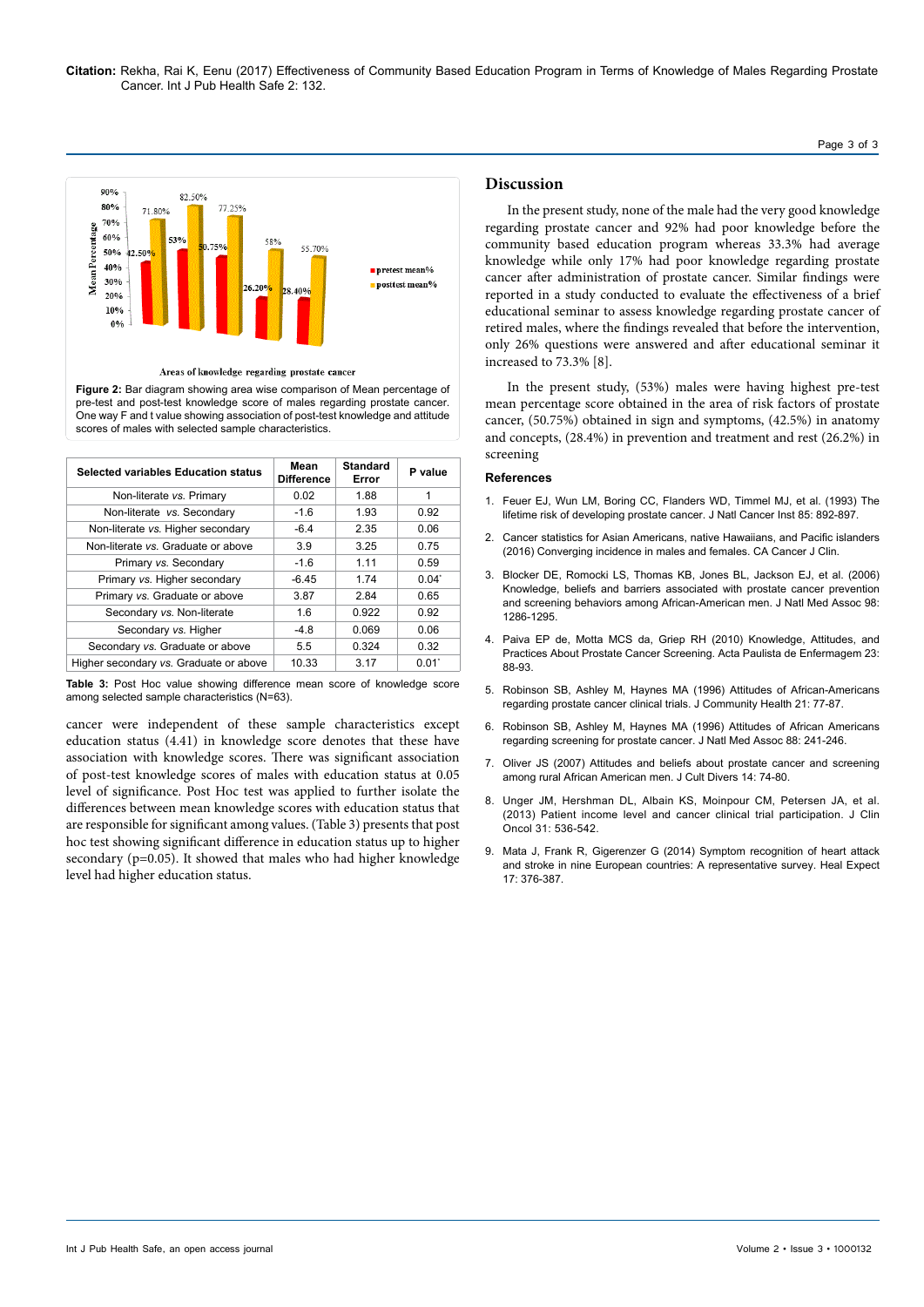90%
80%
70%
60%
50%
40%
30%
20%
10%
0%

Mean Percentage

42.50%
71.80%
53%
82.50%
50.75%
77.25%
26.20%
58%
28.40%
55.70%

pretest mean%
posttest mean%

Areas of knowledge regarding prostate cancer

**Figure 2:** Bar diagram showing area wise comparison of Mean percentage of pre-test and post-test knowledge score of males regarding prostate cancer. One way F and t value showing association of post-test knowledge and attitude scores of males with selected sample characteristics.

| Selected variables Education status | Mean Difference | Standard Error | P value |
|---|---|---|---|
| Non-literate *vs.* Primary | 0.02 | 1.88 | 1 |
| Non-literate *vs.* Secondary | -1.6 | 1.93 | 0.92 |
| Non-literate *vs.* Higher secondary | -6.4 | 2.35 | 0.06 |
| Non-literate *vs.* Graduate or above | 3.9 | 3.25 | 0.75 |
| Primary *vs.* Secondary | -1.6 | 1.11 | 0.59 |
| Primary *vs.* Higher secondary | -6.45 | 1.74 | 0.04* |
| Primary *vs.* Graduate or above | 3.87 | 2.84 | 0.65 |
| Secondary *vs.* Non-literate | 1.6 | 0.922 | 0.92 |
| Secondary *vs.* Higher | -4.8 | 0.069 | 0.06 |
| Secondary *vs.* Graduate or above | 5.5 | 0.324 | 0.32 |
| Higher secondary *vs.* Graduate or above | 10.33 | 3.17 | 0.01* |

**Table 3:** Post Hoc value showing difference mean score of knowledge score among selected sample characteristics (N=63).

cancer were independent of these sample characteristics except education status (4.41) in knowledge score denotes that these have association with knowledge scores. There was significant association of post-test knowledge scores of males with education status at 0.05 level of significance. Post Hoc test was applied to further isolate the differences between mean knowledge scores with education status that are responsible for significant among values. (Table 3) presents that post hoc test showing significant difference in education status up to higher secondary (p=0.05). It showed that males who had higher knowledge level had higher education status.

## Discussion

In the present study, none of the male had the very good knowledge regarding prostate cancer and 92% had poor knowledge before the community based education program whereas 33.3% had average knowledge while only 17% had poor knowledge regarding prostate cancer after administration of prostate cancer. Similar findings were reported in a study conducted to evaluate the effectiveness of a brief educational seminar to assess knowledge regarding prostate cancer of retired males, where the findings revealed that before the intervention, only 26% questions were answered and after educational seminar it increased to 73.3% [8].

In the present study, (53%) males were having highest pre-test mean percentage score obtained in the area of risk factors of prostate cancer, (50.75%) obtained in sign and symptoms, (42.5%) in anatomy and concepts, (28.4%) in prevention and treatment and rest (26.2%) in screening

### References

1. Feuer EJ, Wun LM, Boring CC, Flanders WD, Timmel MJ, et al. (1993) The lifetime risk of developing prostate cancer. J Natl Cancer Inst 85: 892-897.
2. Cancer statistics for Asian Americans, native Hawaiians, and Pacific islanders (2016) Converging incidence in males and females. CA Cancer J Clin.
3. Blocker DE, Romocki LS, Thomas KB, Jones BL, Jackson EJ, et al. (2006) Knowledge, beliefs and barriers associated with prostate cancer prevention and screening behaviors among African-American men. J Natl Med Assoc 98: 1286-1295.
4. Paiva EP de, Motta MCS da, Griep RH (2010) Knowledge, Attitudes, and Practices About Prostate Cancer Screening. Acta Paulista de Enfermagem 23: 88-93.
5. Robinson SB, Ashley M, Haynes MA (1996) Attitudes of African-Americans regarding prostate cancer clinical trials. J Community Health 21: 77-87.
6. Robinson SB, Ashley M, Haynes MA (1996) Attitudes of African Americans regarding screening for prostate cancer. J Natl Med Assoc 88: 241-246.
7. Oliver JS (2007) Attitudes and beliefs about prostate cancer and screening among rural African American men. J Cult Divers 14: 74-80.
8. Unger JM, Hershman DL, Albain KS, Moinpour CM, Petersen JA, et al. (2013) Patient income level and cancer clinical trial participation. J Clin Oncol 31: 536-542.
9. Mata J, Frank R, Gigerenzer G (2014) Symptom recognition of heart attack and stroke in nine European countries: A representative survey. Heal Expect 17: 376-387.